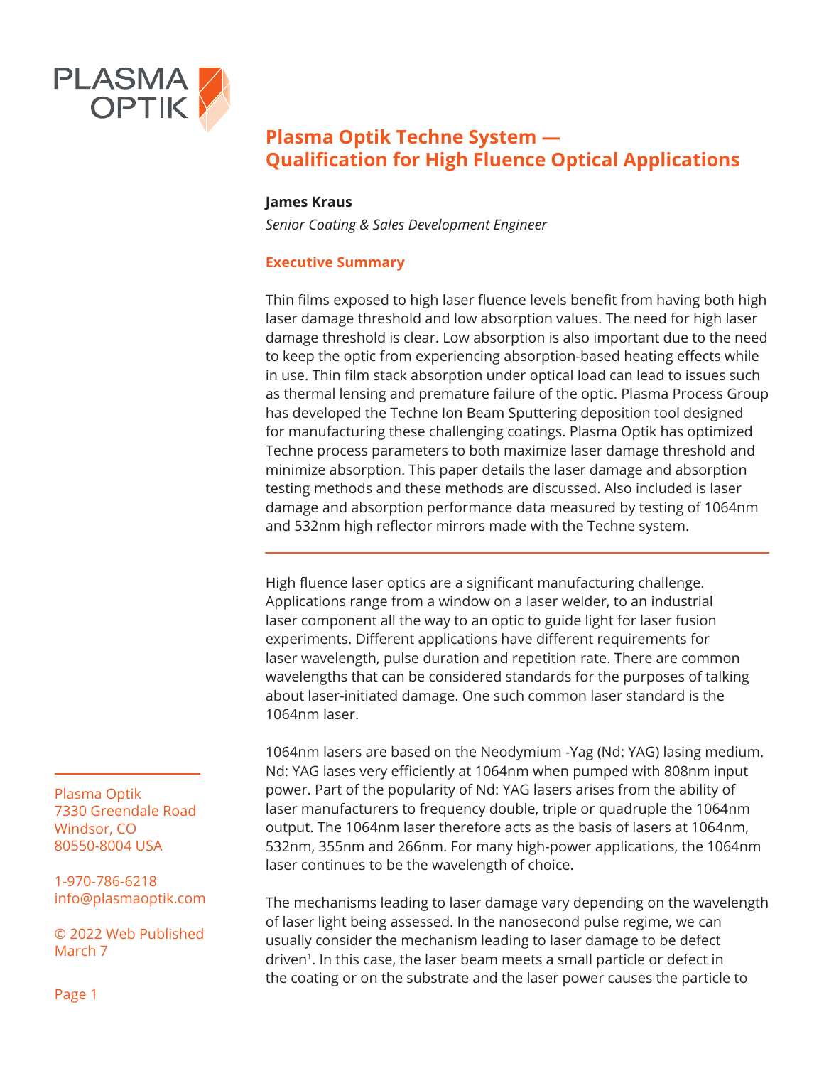# Plasma Optik Techne System — Qualification for High Fluence Optical Applications

**James Kraus**

*Senior Coating & Sales Development Engineer*

## Executive Summary

Thin films exposed to high laser fluence levels benefit from having both high laser damage threshold and low absorption values. The need for high laser damage threshold is clear. Low absorption is also important due to the need to keep the optic from experiencing absorption-based heating effects while in use. Thin film stack absorption under optical load can lead to issues such as thermal lensing and premature failure of the optic. Plasma Process Group has developed the Techne Ion Beam Sputtering deposition tool designed for manufacturing these challenging coatings. Plasma Optik has optimized Techne process parameters to both maximize laser damage threshold and minimize absorption. This paper details the laser damage and absorption testing methods and these methods are discussed. Also included is laser damage and absorption performance data measured by testing of 1064nm and 532nm high reflector mirrors made with the Techne system.

---

High fluence laser optics are a significant manufacturing challenge. Applications range from a window on a laser welder, to an industrial laser component all the way to an optic to guide light for laser fusion experiments. Different applications have different requirements for laser wavelength, pulse duration and repetition rate. There are common wavelengths that can be considered standards for the purposes of talking about laser-initiated damage. One such common laser standard is the 1064nm laser.

1064nm lasers are based on the Neodymium -Yag (Nd: YAG) lasing medium. Nd: YAG lases very efficiently at 1064nm when pumped with 808nm input power. Part of the popularity of Nd: YAG lasers arises from the ability of laser manufacturers to frequency double, triple or quadruple the 1064nm output. The 1064nm laser therefore acts as the basis of lasers at 1064nm, 532nm, 355nm and 266nm. For many high-power applications, the 1064nm laser continues to be the wavelength of choice.

The mechanisms leading to laser damage vary depending on the wavelength of laser light being assessed. In the nanosecond pulse regime, we can usually consider the mechanism leading to laser damage to be defect driven[1]. In this case, the laser beam meets a small particle or defect in the coating or on the substrate and the laser power causes the particle to

Plasma Optik
7330 Greendale Road
Windsor, CO
80550-8004 USA

1-970-786-6218
info@plasmaoptik.com

© 2022 Web Published
March 7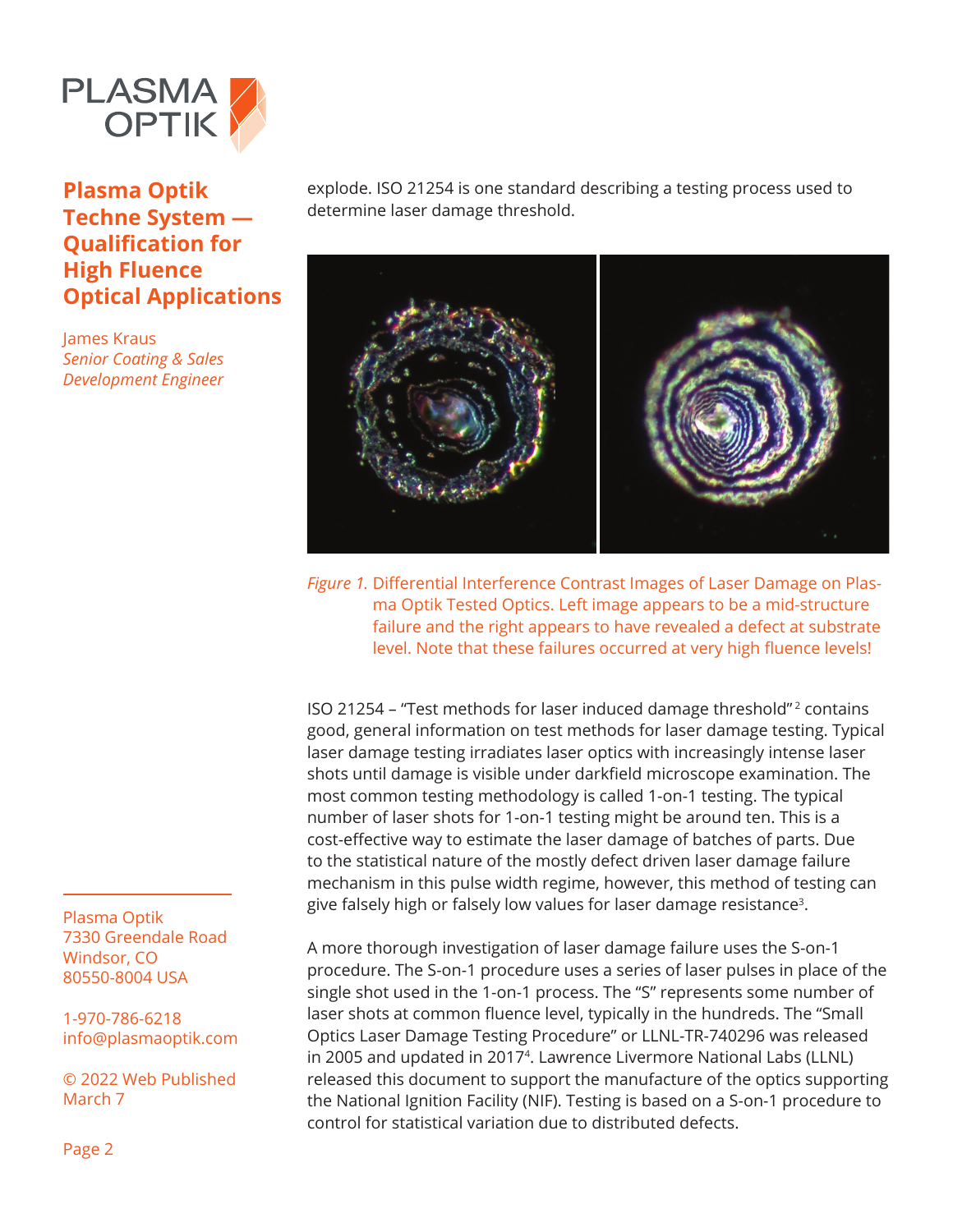explode. ISO 21254 is one standard describing a testing process used to determine laser damage threshold.

*Figure 1.* Differential Interference Contrast Images of Laser Damage on Plasma Optik Tested Optics. Left image appears to be a mid-structure failure and the right appears to have revealed a defect at substrate level. Note that these failures occurred at very high fluence levels!

ISO 21254 – "Test methods for laser induced damage threshold"[2] contains good, general information on test methods for laser damage testing. Typical laser damage testing irradiates laser optics with increasingly intense laser shots until damage is visible under darkfield microscope examination. The most common testing methodology is called 1-on-1 testing. The typical number of laser shots for 1-on-1 testing might be around ten. This is a cost-effective way to estimate the laser damage of batches of parts. Due to the statistical nature of the mostly defect driven laser damage failure mechanism in this pulse width regime, however, this method of testing can give falsely high or falsely low values for laser damage resistance[3].

A more thorough investigation of laser damage failure uses the S-on-1 procedure. The S-on-1 procedure uses a series of laser pulses in place of the single shot used in the 1-on-1 process. The "S" represents some number of laser shots at common fluence level, typically in the hundreds. The "Small Optics Laser Damage Testing Procedure" or LLNL-TR-740296 was released in 2005 and updated in 2017[4]. Lawrence Livermore National Labs (LLNL) released this document to support the manufacture of the optics supporting the National Ignition Facility (NIF). Testing is based on a S-on-1 procedure to control for statistical variation due to distributed defects.

Plasma Optik
7330 Greendale Road
Windsor, CO
80550-8004 USA

1-970-786-6218
info@plasmaoptik.com

© 2022 Web Published
March 7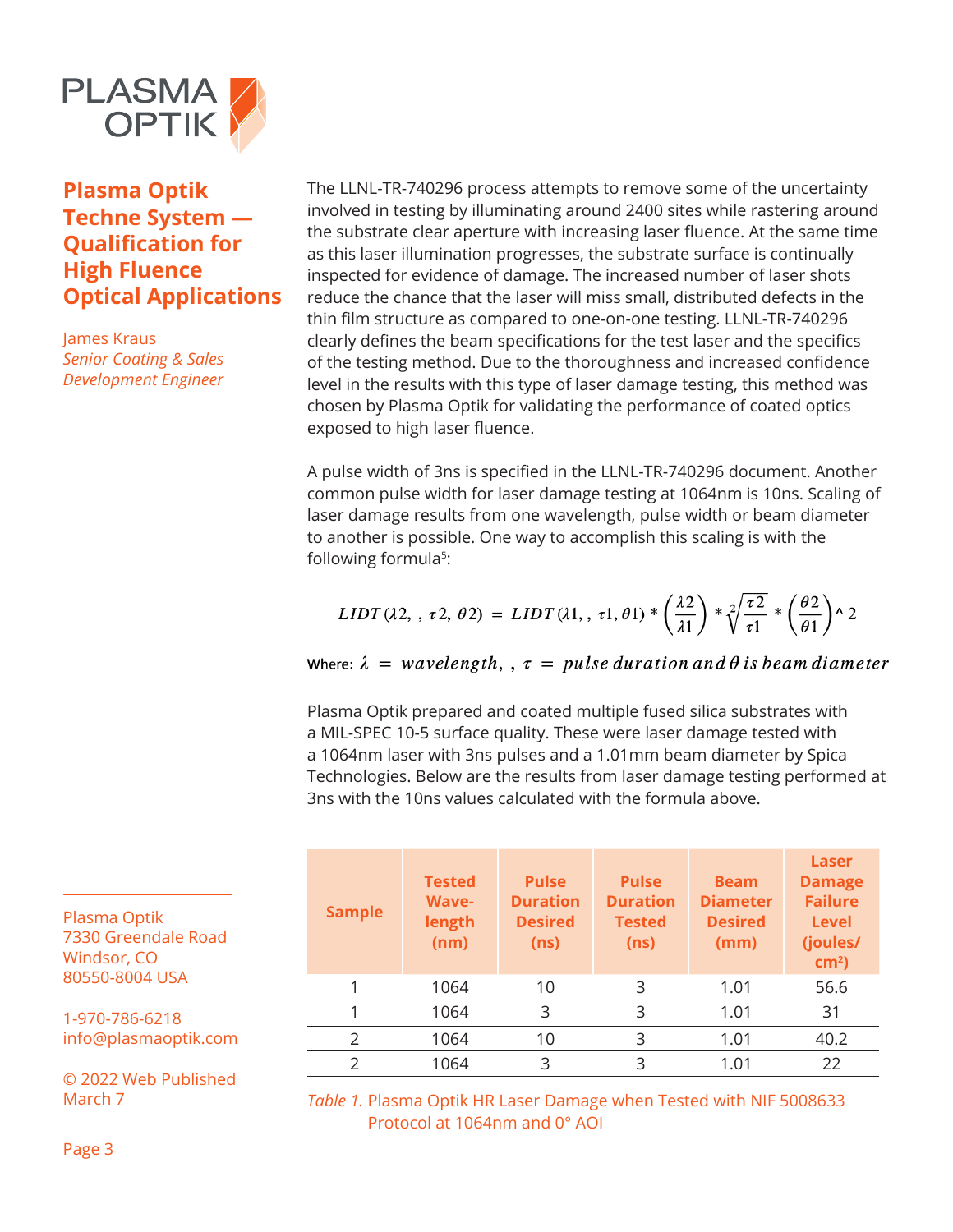# Plasma Optik Techne System — Qualification for High Fluence Optical Applications

James Kraus
*Senior Coating & Sales Development Engineer*

The LLNL-TR-740296 process attempts to remove some of the uncertainty involved in testing by illuminating around 2400 sites while rastering around the substrate clear aperture with increasing laser fluence. At the same time as this laser illumination progresses, the substrate surface is continually inspected for evidence of damage. The increased number of laser shots reduce the chance that the laser will miss small, distributed defects in the thin film structure as compared to one-on-one testing. LLNL-TR-740296 clearly defines the beam specifications for the test laser and the specifics of the testing method. Due to the thoroughness and increased confidence level in the results with this type of laser damage testing, this method was chosen by Plasma Optik for validating the performance of coated optics exposed to high laser fluence.

A pulse width of 3ns is specified in the LLNL-TR-740296 document. Another common pulse width for laser damage testing at 1064nm is 10ns. Scaling of laser damage results from one wavelength, pulse width or beam diameter to another is possible. One way to accomplish this scaling is with the following formula[5]:

$$LIDT(\lambda 2,\,,\,\tau 2,\,\theta 2) = LIDT(\lambda 1,\,,\,\tau 1,\theta 1) * \left(\frac{\lambda 2}{\lambda 1}\right) * \sqrt[2]{\frac{\tau 2}{\tau 1}} * \left(\frac{\theta 2}{\theta 1}\right)\text{^}\,2$$

Where: $\lambda = wavelength,\,,\,\tau = pulse\ duration\ and\ \theta\ is\ beam\ diameter$

Plasma Optik prepared and coated multiple fused silica substrates with a MIL-SPEC 10-5 surface quality. These were laser damage tested with a 1064nm laser with 3ns pulses and a 1.01mm beam diameter by Spica Technologies. Below are the results from laser damage testing performed at 3ns with the 10ns values calculated with the formula above.

| Sample | Tested Wave-length (nm) | Pulse Duration Desired (ns) | Pulse Duration Tested (ns) | Beam Diameter Desired (mm) | Laser Damage Failure Level (joules/ $cm^2$) |
|---|---|---|---|---|---|
| 1 | 1064 | 10 | 3 | 1.01 | 56.6 |
| 1 | 1064 | 3 | 3 | 1.01 | 31 |
| 2 | 1064 | 10 | 3 | 1.01 | 40.2 |
| 2 | 1064 | 3 | 3 | 1.01 | 22 |

*Table 1.* Plasma Optik HR Laser Damage when Tested with NIF 5008633 Protocol at 1064nm and 0° AOI

Plasma Optik
7330 Greendale Road
Windsor, CO
80550-8004 USA

1-970-786-6218
info@plasmaoptik.com

© 2022 Web Published March 7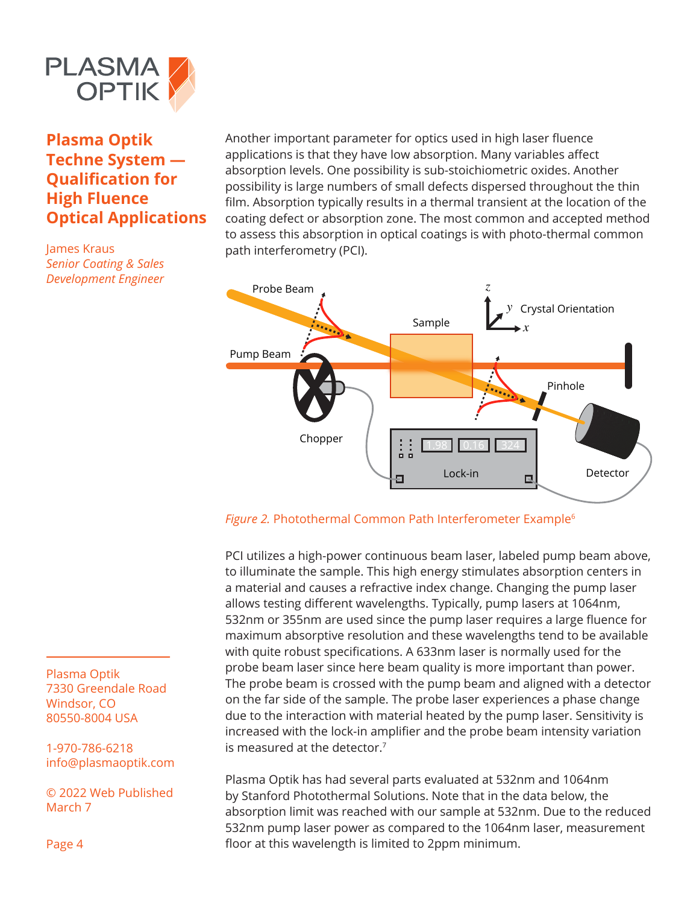# Plasma Optik Techne System — Qualification for High Fluence Optical Applications

*James Kraus*
*Senior Coating & Sales Development Engineer*

Another important parameter for optics used in high laser fluence applications is that they have low absorption. Many variables affect absorption levels. One possibility is sub-stoichiometric oxides. Another possibility is large numbers of small defects dispersed throughout the thin film. Absorption typically results in a thermal transient at the location of the coating defect or absorption zone. The most common and accepted method to assess this absorption in optical coatings is with photo-thermal common path interferometry (PCI).

*Figure 2.* Photothermal Common Path Interferometer Example[6]

PCI utilizes a high-power continuous beam laser, labeled pump beam above, to illuminate the sample. This high energy stimulates absorption centers in a material and causes a refractive index change. Changing the pump laser allows testing different wavelengths. Typically, pump lasers at 1064nm, 532nm or 355nm are used since the pump laser requires a large fluence for maximum absorptive resolution and these wavelengths tend to be available with quite robust specifications. A 633nm laser is normally used for the probe beam laser since here beam quality is more important than power. The probe beam is crossed with the pump beam and aligned with a detector on the far side of the sample. The probe laser experiences a phase change due to the interaction with material heated by the pump laser. Sensitivity is increased with the lock-in amplifier and the probe beam intensity variation is measured at the detector.[7]

Plasma Optik has had several parts evaluated at 532nm and 1064nm by Stanford Photothermal Solutions. Note that in the data below, the absorption limit was reached with our sample at 532nm. Due to the reduced 532nm pump laser power as compared to the 1064nm laser, measurement floor at this wavelength is limited to 2ppm minimum.

Plasma Optik
7330 Greendale Road
Windsor, CO
80550-8004 USA

1-970-786-6218
info@plasmaoptik.com

© 2022 Web Published
March 7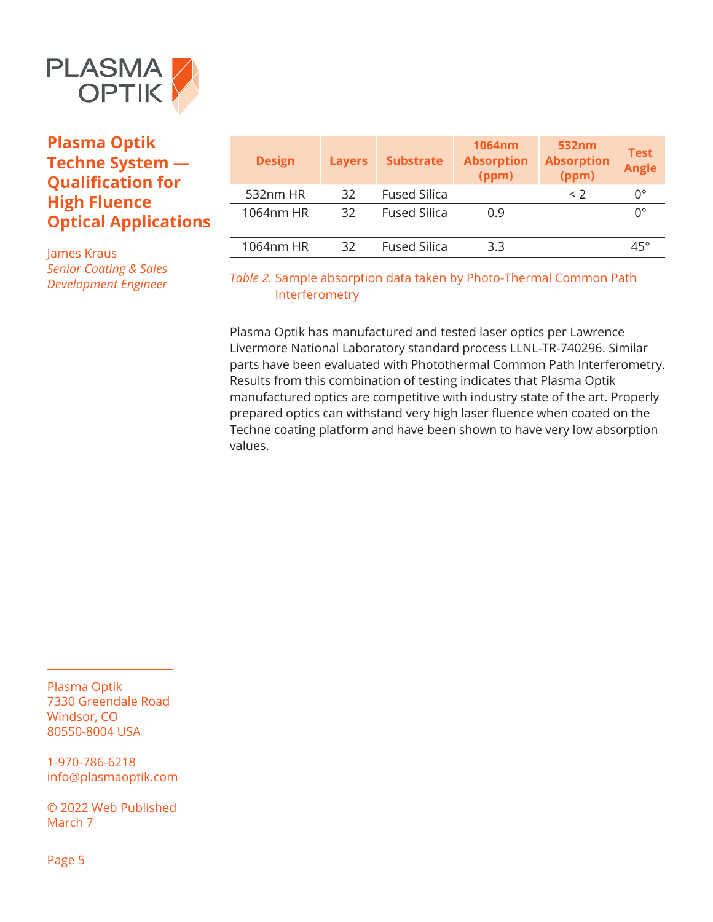| Design | Layers | Substrate | 1064nm Absorption (ppm) | 532nm Absorption (ppm) | Test Angle |
|---|---|---|---|---|---|
| 532nm HR | 32 | Fused Silica | | < 2 | 0° |
| 1064nm HR | 32 | Fused Silica | 0.9 | | 0° |
| 1064nm HR | 32 | Fused Silica | 3.3 | | 45° |

*Table 2.* Sample absorption data taken by Photo-Thermal Common Path Interferometry

Plasma Optik has manufactured and tested laser optics per Lawrence Livermore National Laboratory standard process LLNL-TR-740296. Similar parts have been evaluated with Photothermal Common Path Interferometry. Results from this combination of testing indicates that Plasma Optik manufactured optics are competitive with industry state of the art. Properly prepared optics can withstand very high laser fluence when coated on the Techne coating platform and have been shown to have very low absorption values.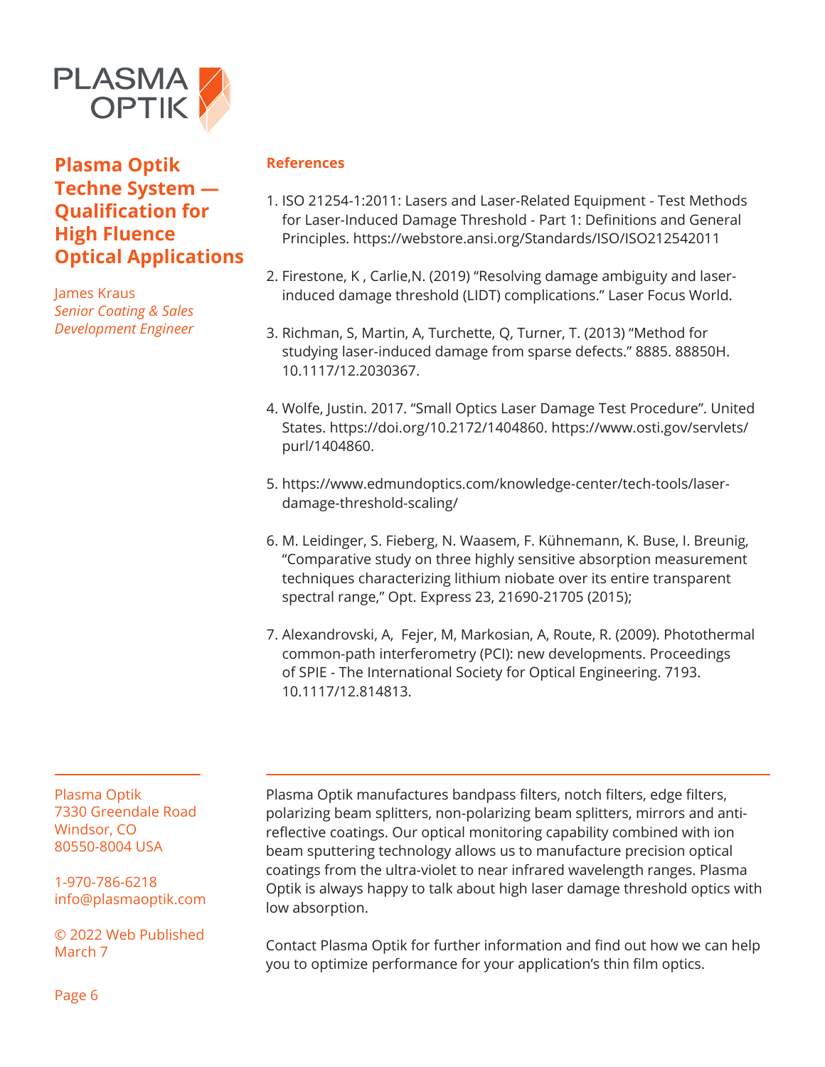PLASMA OPTIK

## Plasma Optik Techne System — Qualification for High Fluence Optical Applications

James Kraus
*Senior Coating & Sales Development Engineer*

### References

1. ISO 21254-1:2011: Lasers and Laser-Related Equipment - Test Methods for Laser-Induced Damage Threshold - Part 1: Definitions and General Principles. https://webstore.ansi.org/Standards/ISO/ISO212542011

2. Firestone, K , Carlie,N. (2019) “Resolving damage ambiguity and laser-induced damage threshold (LIDT) complications.” Laser Focus World.

3. Richman, S, Martin, A, Turchette, Q, Turner, T. (2013) “Method for studying laser-induced damage from sparse defects.” 8885. 88850H. 10.1117/12.2030367.

4. Wolfe, Justin. 2017. “Small Optics Laser Damage Test Procedure”. United States. https://doi.org/10.2172/1404860. https://www.osti.gov/servlets/purl/1404860.

5. https://www.edmundoptics.com/knowledge-center/tech-tools/laser-damage-threshold-scaling/

6. M. Leidinger, S. Fieberg, N. Waasem, F. Kühnemann, K. Buse, I. Breunig, “Comparative study on three highly sensitive absorption measurement techniques characterizing lithium niobate over its entire transparent spectral range,” Opt. Express 23, 21690-21705 (2015);

7. Alexandrovski, A, Fejer, M, Markosian, A, Route, R. (2009). Photothermal common-path interferometry (PCI): new developments. Proceedings of SPIE - The International Society for Optical Engineering. 7193. 10.1117/12.814813.

---

Plasma Optik
7330 Greendale Road
Windsor, CO
80550-8004 USA

1-970-786-6218
info@plasmaoptik.com

© 2022 Web Published
March 7

Plasma Optik manufactures bandpass filters, notch filters, edge filters, polarizing beam splitters, non-polarizing beam splitters, mirrors and anti-reflective coatings. Our optical monitoring capability combined with ion beam sputtering technology allows us to manufacture precision optical coatings from the ultra-violet to near infrared wavelength ranges. Plasma Optik is always happy to talk about high laser damage threshold optics with low absorption.

Contact Plasma Optik for further information and find out how we can help you to optimize performance for your application’s thin film optics.